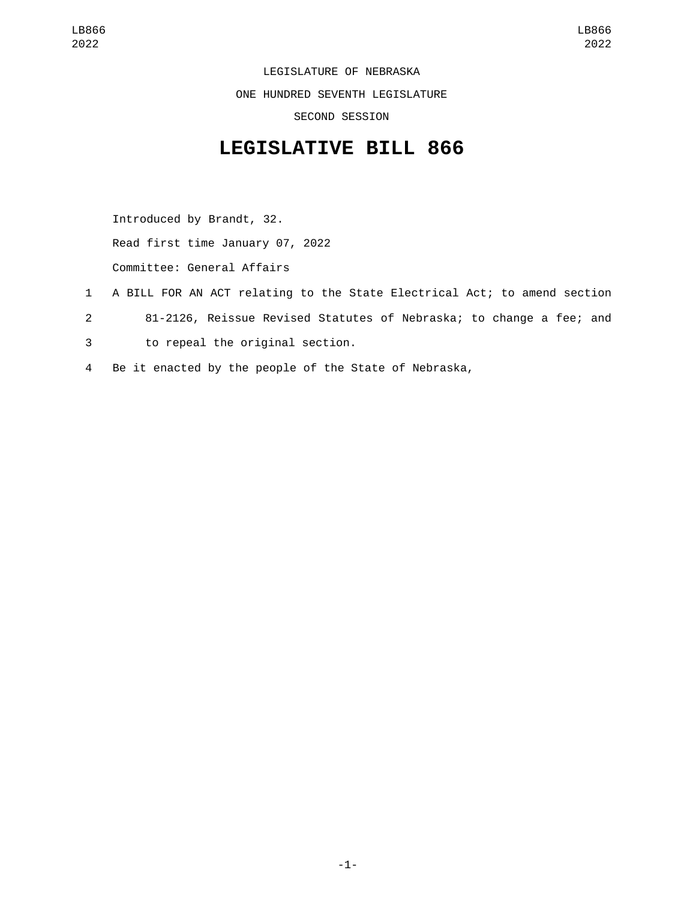LEGISLATURE OF NEBRASKA

ONE HUNDRED SEVENTH LEGISLATURE

SECOND SESSION

# LEGISLATIVE BILL 866

Introduced by Brandt, 32.

Read first time January 07, 2022

Committee: General Affairs

1 A BILL FOR AN ACT relating to the State Electrical Act; to amend section
2 81-2126, Reissue Revised Statutes of Nebraska; to change a fee; and
3 to repeal the original section.
4 Be it enacted by the people of the State of Nebraska,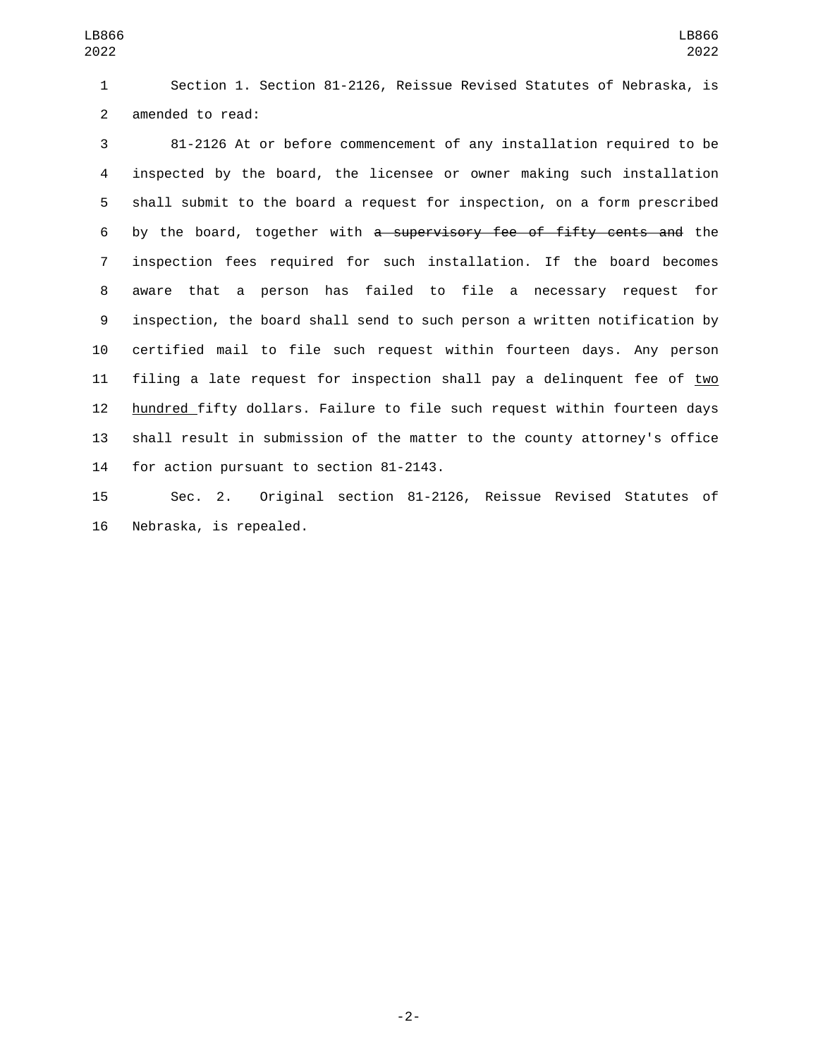Section 1. Section 81-2126, Reissue Revised Statutes of Nebraska, is amended to read:

81-2126 At or before commencement of any installation required to be inspected by the board, the licensee or owner making such installation shall submit to the board a request for inspection, on a form prescribed by the board, together with ~~a supervisory fee of fifty cents and~~ the inspection fees required for such installation. If the board becomes aware that a person has failed to file a necessary request for inspection, the board shall send to such person a written notification by certified mail to file such request within fourteen days. Any person filing a late request for inspection shall pay a delinquent fee of <u>two hundred</u> fifty dollars. Failure to file such request within fourteen days shall result in submission of the matter to the county attorney's office for action pursuant to section 81-2143.

Sec. 2. Original section 81-2126, Reissue Revised Statutes of Nebraska, is repealed.